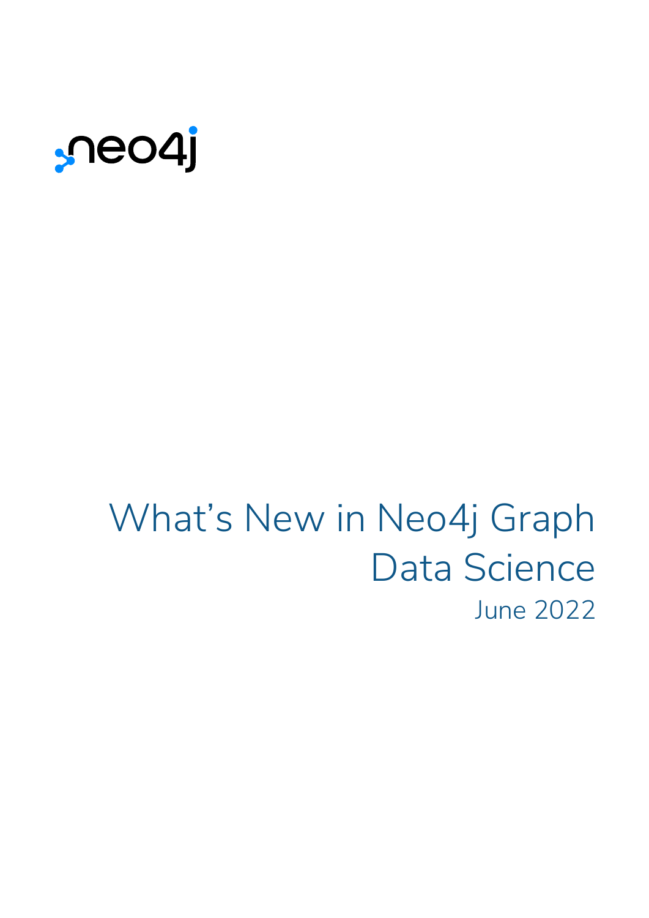neo4j

# What's New in Neo4j Graph Data Science

June 2022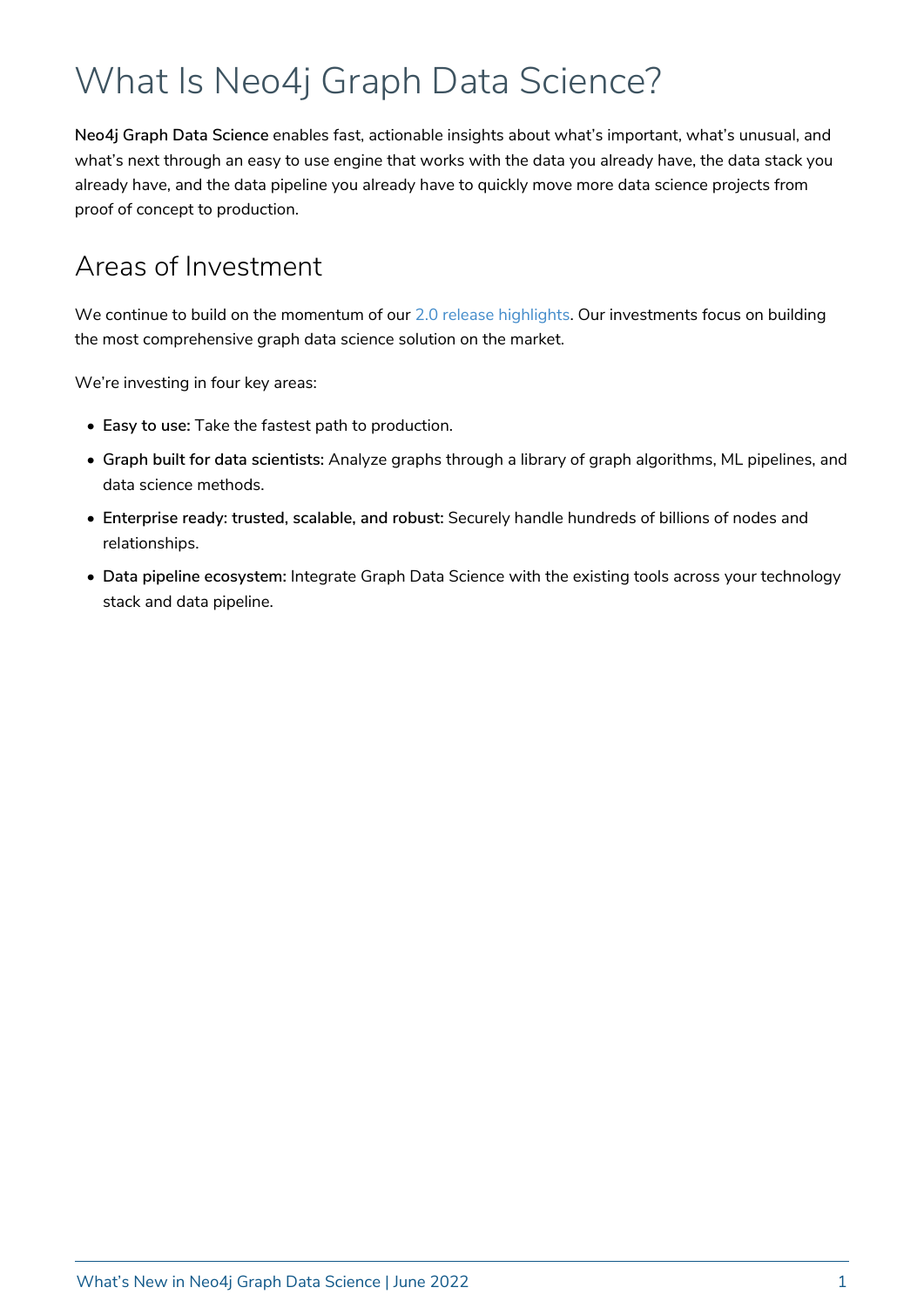# What Is Neo4j Graph Data Science?

**Neo4j Graph Data Science** enables fast, actionable insights about what's important, what's unusual, and what's next through an easy to use engine that works with the data you already have, the data stack you already have, and the data pipeline you already have to quickly move more data science projects from proof of concept to production.

## Areas of Investment

We continue to build on the momentum of our 2.0 release highlights. Our investments focus on building the most comprehensive graph data science solution on the market.

We're investing in four key areas:

- **Easy to use:** Take the fastest path to production.
- **Graph built for data scientists:** Analyze graphs through a library of graph algorithms, ML pipelines, and data science methods.
- **Enterprise ready: trusted, scalable, and robust:** Securely handle hundreds of billions of nodes and relationships.
- **Data pipeline ecosystem:** Integrate Graph Data Science with the existing tools across your technology stack and data pipeline.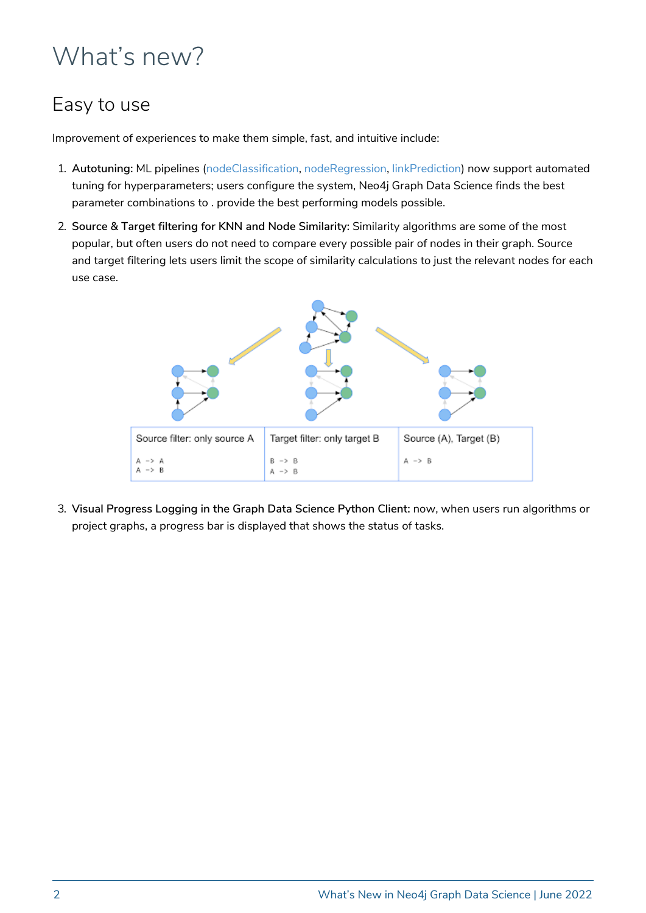# What's new?

## Easy to use

Improvement of experiences to make them simple, fast, and intuitive include:

1. **Autotuning:** ML pipelines (nodeClassification, nodeRegression, linkPrediction) now support automated tuning for hyperparameters; users configure the system, Neo4j Graph Data Science finds the best parameter combinations to . provide the best performing models possible.
2. **Source & Target filtering for KNN and Node Similarity:** Similarity algorithms are some of the most popular, but often users do not need to compare every possible pair of nodes in their graph. Source and target filtering lets users limit the scope of similarity calculations to just the relevant nodes for each use case.

| Source filter: only source A | Target filter: only target B | Source (A), Target (B) |
|---|---|---|
| A -> A<br>A -> B | B -> B<br>A -> B | A -> B |

3. **Visual Progress Logging in the Graph Data Science Python Client:** now, when users run algorithms or project graphs, a progress bar is displayed that shows the status of tasks.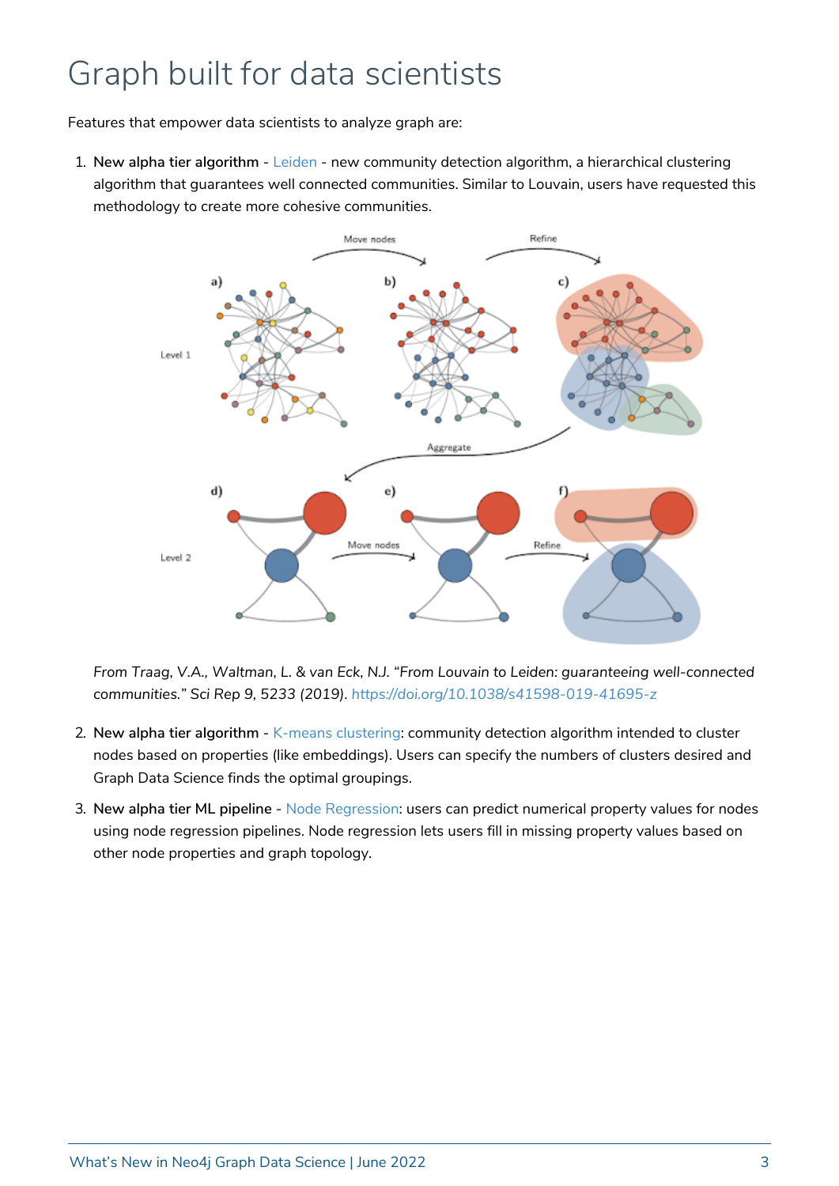# Graph built for data scientists

Features that empower data scientists to analyze graph are:

1. **New alpha tier algorithm** - Leiden - new community detection algorithm, a hierarchical clustering algorithm that guarantees well connected communities. Similar to Louvain, users have requested this methodology to create more cohesive communities.

   *From Traag, V.A., Waltman, L. & van Eck, N.J. "From Louvain to Leiden: guaranteeing well-connected communities." Sci Rep 9, 5233 (2019).* *https://doi.org/10.1038/s41598-019-41695-z*

2. **New alpha tier algorithm** - K-means clustering: community detection algorithm intended to cluster nodes based on properties (like embeddings). Users can specify the numbers of clusters desired and Graph Data Science finds the optimal groupings.

3. **New alpha tier ML pipeline** - Node Regression: users can predict numerical property values for nodes using node regression pipelines. Node regression lets users fill in missing property values based on other node properties and graph topology.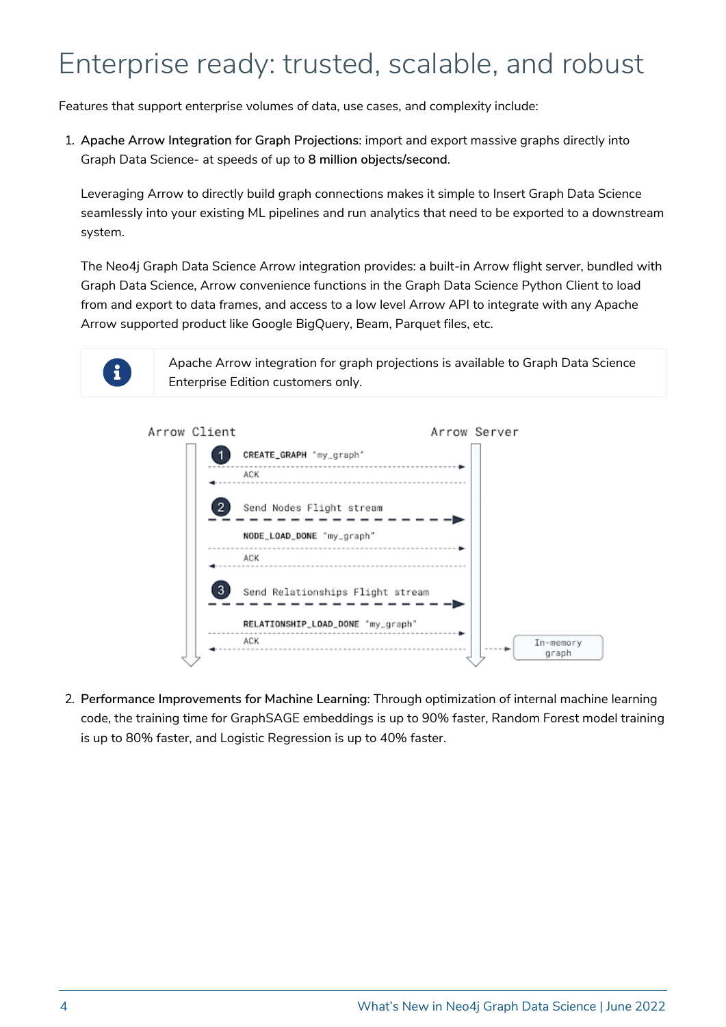# Enterprise ready: trusted, scalable, and robust

Features that support enterprise volumes of data, use cases, and complexity include:

1. **Apache Arrow Integration for Graph Projections**: import and export massive graphs directly into Graph Data Science- at speeds of up to **8 million objects/second**.

   Leveraging Arrow to directly build graph connections makes it simple to Insert Graph Data Science seamlessly into your existing ML pipelines and run analytics that need to be exported to a downstream system.

   The Neo4j Graph Data Science Arrow integration provides: a built-in Arrow flight server, bundled with Graph Data Science, Arrow convenience functions in the Graph Data Science Python Client to load from and export to data frames, and access to a low level Arrow API to integrate with any Apache Arrow supported product like Google BigQuery, Beam, Parquet files, etc.

   > Apache Arrow integration for graph projections is available to Graph Data Science Enterprise Edition customers only.

   Arrow Client → Arrow Server

   1. CREATE_GRAPH "my_graph" → ACK
   2. Send Nodes Flight stream; NODE_LOAD_DONE "my_graph" → ACK
   3. Send Relationships Flight stream; RELATIONSHIP_LOAD_DONE "my_graph" → ACK → In-memory graph

2. **Performance Improvements for Machine Learning**: Through optimization of internal machine learning code, the training time for GraphSAGE embeddings is up to 90% faster, Random Forest model training is up to 80% faster, and Logistic Regression is up to 40% faster.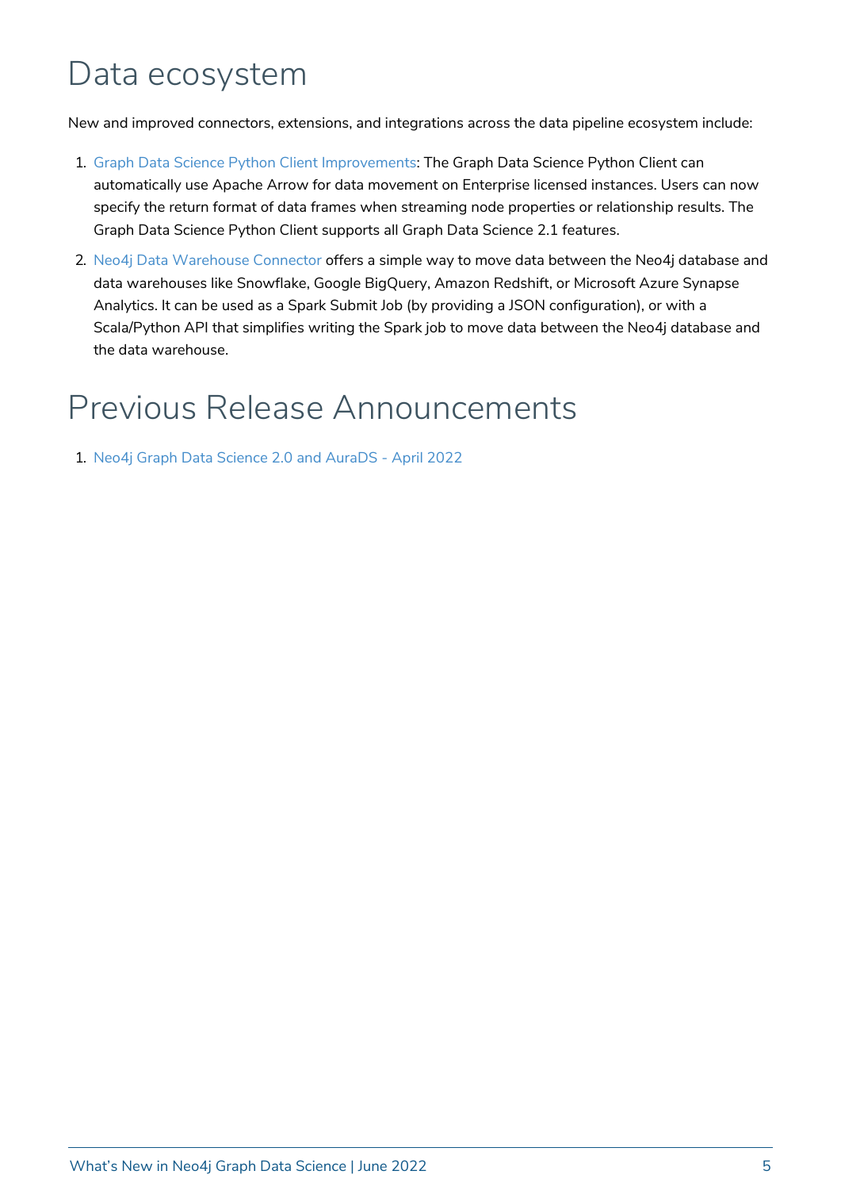# Data ecosystem

New and improved connectors, extensions, and integrations across the data pipeline ecosystem include:

1. Graph Data Science Python Client Improvements: The Graph Data Science Python Client can automatically use Apache Arrow for data movement on Enterprise licensed instances. Users can now specify the return format of data frames when streaming node properties or relationship results. The Graph Data Science Python Client supports all Graph Data Science 2.1 features.
2. Neo4j Data Warehouse Connector offers a simple way to move data between the Neo4j database and data warehouses like Snowflake, Google BigQuery, Amazon Redshift, or Microsoft Azure Synapse Analytics. It can be used as a Spark Submit Job (by providing a JSON configuration), or with a Scala/Python API that simplifies writing the Spark job to move data between the Neo4j database and the data warehouse.

# Previous Release Announcements

1. Neo4j Graph Data Science 2.0 and AuraDS - April 2022